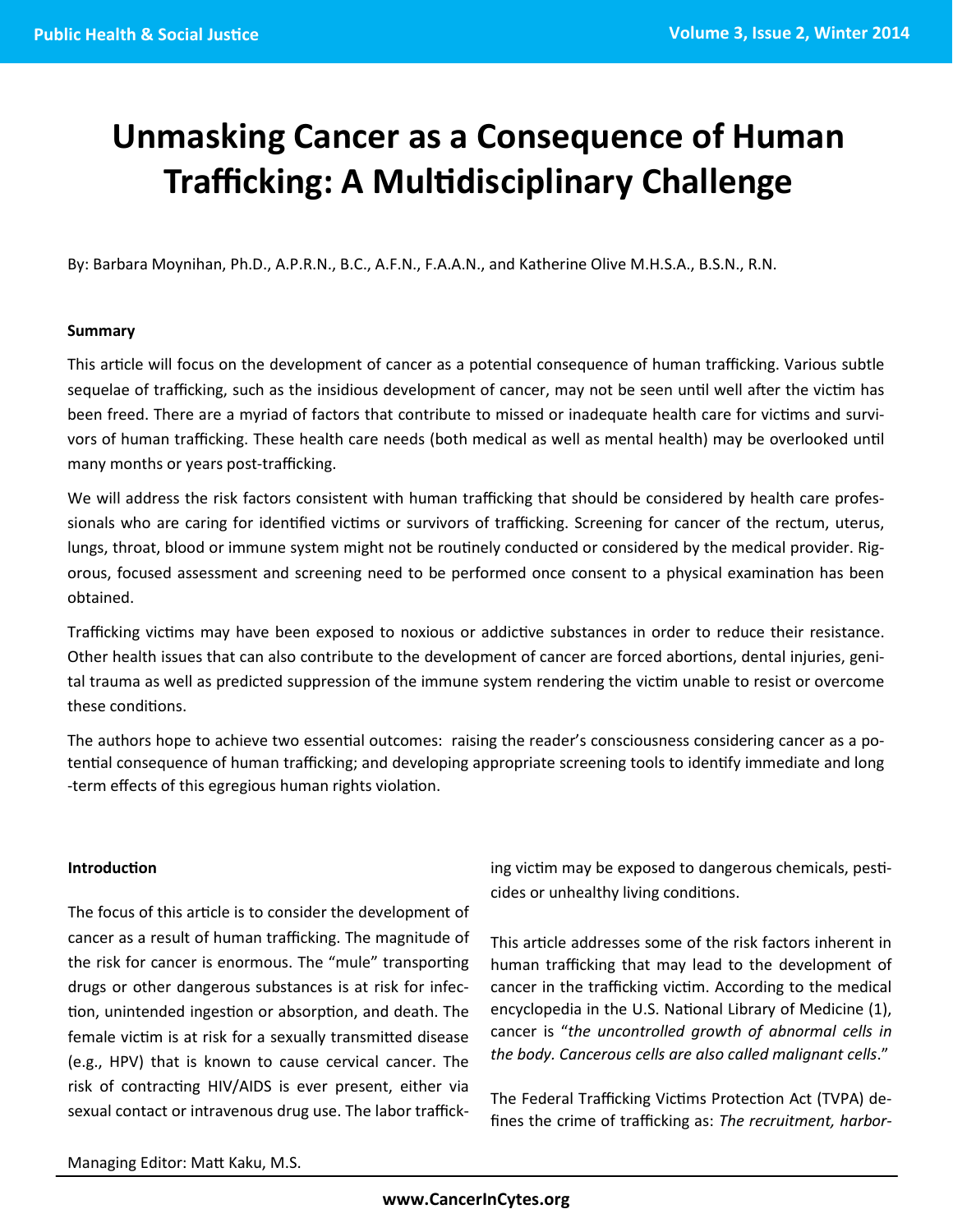# Unmasking Cancer as a Consequence of Human Trafficking: A Multidisciplinary Challenge

By: Barbara Moynihan, Ph.D., A.P.R.N., B.C., A.F.N., F.A.A.N., and Katherine Olive M.H.S.A., B.S.N., R.N.

### Summary

This article will focus on the development of cancer as a potential consequence of human trafficking. Various subtle sequelae of trafficking, such as the insidious development of cancer, may not be seen until well after the victim has been freed. There are a myriad of factors that contribute to missed or inadequate health care for victims and survivors of human trafficking. These health care needs (both medical as well as mental health) may be overlooked until many months or years post-trafficking.

We will address the risk factors consistent with human trafficking that should be considered by health care professionals who are caring for identified victims or survivors of trafficking. Screening for cancer of the rectum, uterus, lungs, throat, blood or immune system might not be routinely conducted or considered by the medical provider. Rigorous, focused assessment and screening need to be performed once consent to a physical examination has been obtained.

Trafficking victims may have been exposed to noxious or addictive substances in order to reduce their resistance. Other health issues that can also contribute to the development of cancer are forced abortions, dental injuries, genital trauma as well as predicted suppression of the immune system rendering the victim unable to resist or overcome these conditions.

The authors hope to achieve two essential outcomes: raising the reader's consciousness considering cancer as a potential consequence of human trafficking; and developing appropriate screening tools to identify immediate and long-term effects of this egregious human rights violation.

### Introduction

The focus of this article is to consider the development of cancer as a result of human trafficking. The magnitude of the risk for cancer is enormous. The "mule" transporting drugs or other dangerous substances is at risk for infection, unintended ingestion or absorption, and death. The female victim is at risk for a sexually transmitted disease (e.g., HPV) that is known to cause cervical cancer. The risk of contracting HIV/AIDS is ever present, either via sexual contact or intravenous drug use. The labor trafficking victim may be exposed to dangerous chemicals, pesticides or unhealthy living conditions.

This article addresses some of the risk factors inherent in human trafficking that may lead to the development of cancer in the trafficking victim. According to the medical encyclopedia in the U.S. National Library of Medicine (1), cancer is "*the uncontrolled growth of abnormal cells in the body. Cancerous cells are also called malignant cells*."

The Federal Trafficking Victims Protection Act (TVPA) defines the crime of trafficking as: *The recruitment, harbor-*

Managing Editor: Matt Kaku, M.S.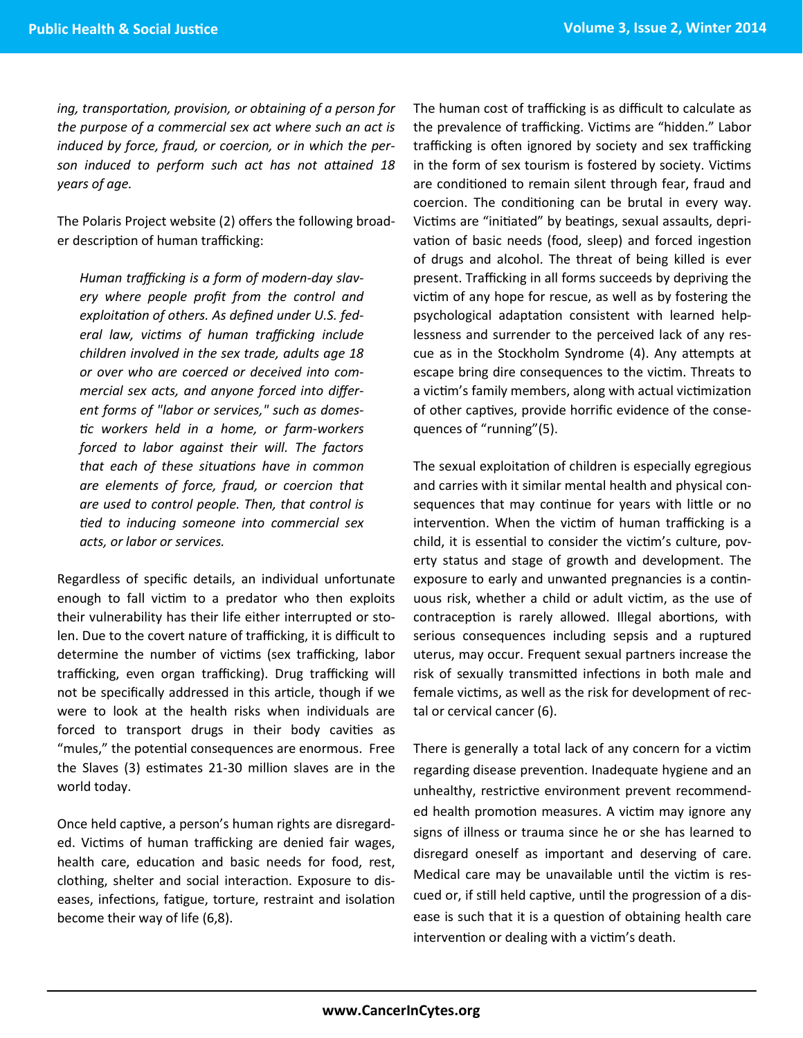*ing, transportation, provision, or obtaining of a person for the purpose of a commercial sex act where such an act is induced by force, fraud, or coercion, or in which the person induced to perform such act has not attained 18 years of age.*

The Polaris Project website (2) offers the following broader description of human trafficking:

> *Human trafficking is a form of modern-day slavery where people profit from the control and exploitation of others. As defined under U.S. federal law, victims of human trafficking include children involved in the sex trade, adults age 18 or over who are coerced or deceived into commercial sex acts, and anyone forced into different forms of "labor or services," such as domestic workers held in a home, or farm-workers forced to labor against their will. The factors that each of these situations have in common are elements of force, fraud, or coercion that are used to control people. Then, that control is tied to inducing someone into commercial sex acts, or labor or services.*

Regardless of specific details, an individual unfortunate enough to fall victim to a predator who then exploits their vulnerability has their life either interrupted or stolen. Due to the covert nature of trafficking, it is difficult to determine the number of victims (sex trafficking, labor trafficking, even organ trafficking). Drug trafficking will not be specifically addressed in this article, though if we were to look at the health risks when individuals are forced to transport drugs in their body cavities as "mules," the potential consequences are enormous. Free the Slaves (3) estimates 21-30 million slaves are in the world today.

Once held captive, a person's human rights are disregarded. Victims of human trafficking are denied fair wages, health care, education and basic needs for food, rest, clothing, shelter and social interaction. Exposure to diseases, infections, fatigue, torture, restraint and isolation become their way of life (6,8).

The human cost of trafficking is as difficult to calculate as the prevalence of trafficking. Victims are "hidden." Labor trafficking is often ignored by society and sex trafficking in the form of sex tourism is fostered by society. Victims are conditioned to remain silent through fear, fraud and coercion. The conditioning can be brutal in every way. Victims are "initiated" by beatings, sexual assaults, deprivation of basic needs (food, sleep) and forced ingestion of drugs and alcohol. The threat of being killed is ever present. Trafficking in all forms succeeds by depriving the victim of any hope for rescue, as well as by fostering the psychological adaptation consistent with learned helplessness and surrender to the perceived lack of any rescue as in the Stockholm Syndrome (4). Any attempts at escape bring dire consequences to the victim. Threats to a victim's family members, along with actual victimization of other captives, provide horrific evidence of the consequences of "running"(5).

The sexual exploitation of children is especially egregious and carries with it similar mental health and physical consequences that may continue for years with little or no intervention. When the victim of human trafficking is a child, it is essential to consider the victim's culture, poverty status and stage of growth and development. The exposure to early and unwanted pregnancies is a continuous risk, whether a child or adult victim, as the use of contraception is rarely allowed. Illegal abortions, with serious consequences including sepsis and a ruptured uterus, may occur. Frequent sexual partners increase the risk of sexually transmitted infections in both male and female victims, as well as the risk for development of rectal or cervical cancer (6).

There is generally a total lack of any concern for a victim regarding disease prevention. Inadequate hygiene and an unhealthy, restrictive environment prevent recommended health promotion measures. A victim may ignore any signs of illness or trauma since he or she has learned to disregard oneself as important and deserving of care. Medical care may be unavailable until the victim is rescued or, if still held captive, until the progression of a disease is such that it is a question of obtaining health care intervention or dealing with a victim's death.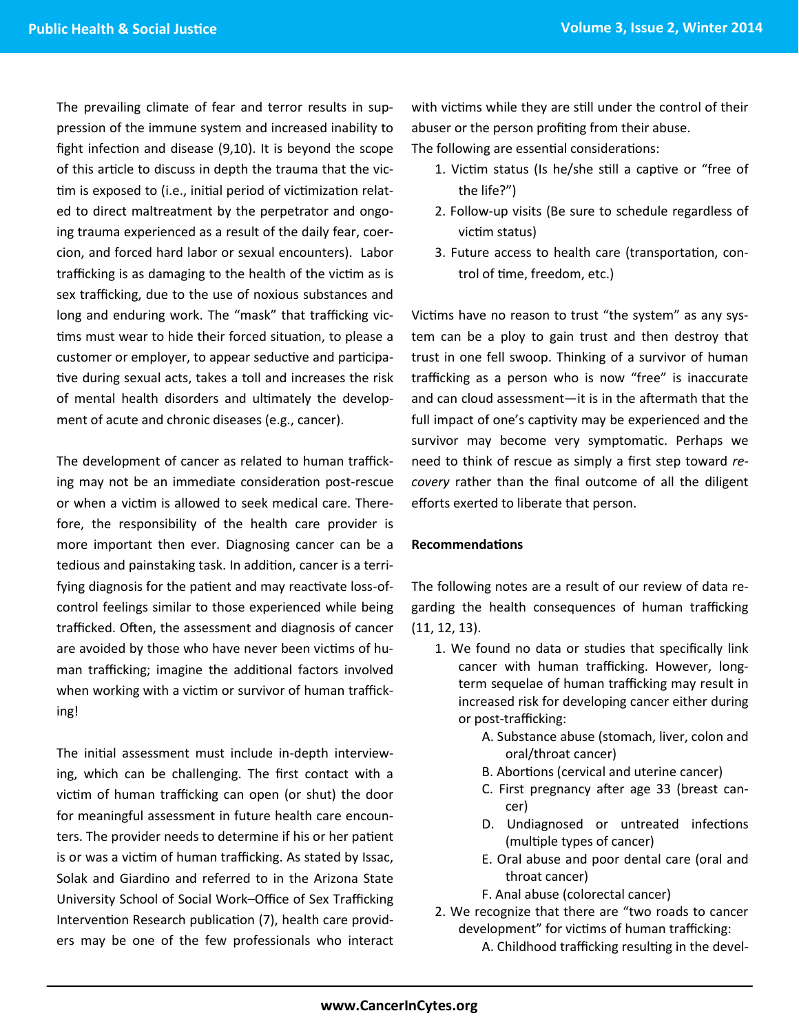The prevailing climate of fear and terror results in suppression of the immune system and increased inability to fight infection and disease (9,10). It is beyond the scope of this article to discuss in depth the trauma that the victim is exposed to (i.e., initial period of victimization related to direct maltreatment by the perpetrator and ongoing trauma experienced as a result of the daily fear, coercion, and forced hard labor or sexual encounters). Labor trafficking is as damaging to the health of the victim as is sex trafficking, due to the use of noxious substances and long and enduring work. The "mask" that trafficking victims must wear to hide their forced situation, to please a customer or employer, to appear seductive and participative during sexual acts, takes a toll and increases the risk of mental health disorders and ultimately the development of acute and chronic diseases (e.g., cancer).

The development of cancer as related to human trafficking may not be an immediate consideration post-rescue or when a victim is allowed to seek medical care. Therefore, the responsibility of the health care provider is more important then ever. Diagnosing cancer can be a tedious and painstaking task. In addition, cancer is a terrifying diagnosis for the patient and may reactivate loss-of-control feelings similar to those experienced while being trafficked. Often, the assessment and diagnosis of cancer are avoided by those who have never been victims of human trafficking; imagine the additional factors involved when working with a victim or survivor of human trafficking!

The initial assessment must include in-depth interviewing, which can be challenging. The first contact with a victim of human trafficking can open (or shut) the door for meaningful assessment in future health care encounters. The provider needs to determine if his or her patient is or was a victim of human trafficking. As stated by Issac, Solak and Giardino and referred to in the Arizona State University School of Social Work–Office of Sex Trafficking Intervention Research publication (7), health care providers may be one of the few professionals who interact with victims while they are still under the control of their abuser or the person profiting from their abuse.

The following are essential considerations:

1. Victim status (Is he/she still a captive or "free of the life?")
2. Follow-up visits (Be sure to schedule regardless of victim status)
3. Future access to health care (transportation, control of time, freedom, etc.)

Victims have no reason to trust "the system" as any system can be a ploy to gain trust and then destroy that trust in one fell swoop. Thinking of a survivor of human trafficking as a person who is now "free" is inaccurate and can cloud assessment—it is in the aftermath that the full impact of one's captivity may be experienced and the survivor may become very symptomatic. Perhaps we need to think of rescue as simply a first step toward *recovery* rather than the final outcome of all the diligent efforts exerted to liberate that person.

**Recommendations**

The following notes are a result of our review of data regarding the health consequences of human trafficking (11, 12, 13).

1. We found no data or studies that specifically link cancer with human trafficking. However, long-term sequelae of human trafficking may result in increased risk for developing cancer either during or post-trafficking:
    A. Substance abuse (stomach, liver, colon and oral/throat cancer)
    B. Abortions (cervical and uterine cancer)
    C. First pregnancy after age 33 (breast cancer)
    D. Undiagnosed or untreated infections (multiple types of cancer)
    E. Oral abuse and poor dental care (oral and throat cancer)
    F. Anal abuse (colorectal cancer)
2. We recognize that there are "two roads to cancer development" for victims of human trafficking:
    A. Childhood trafficking resulting in the devel-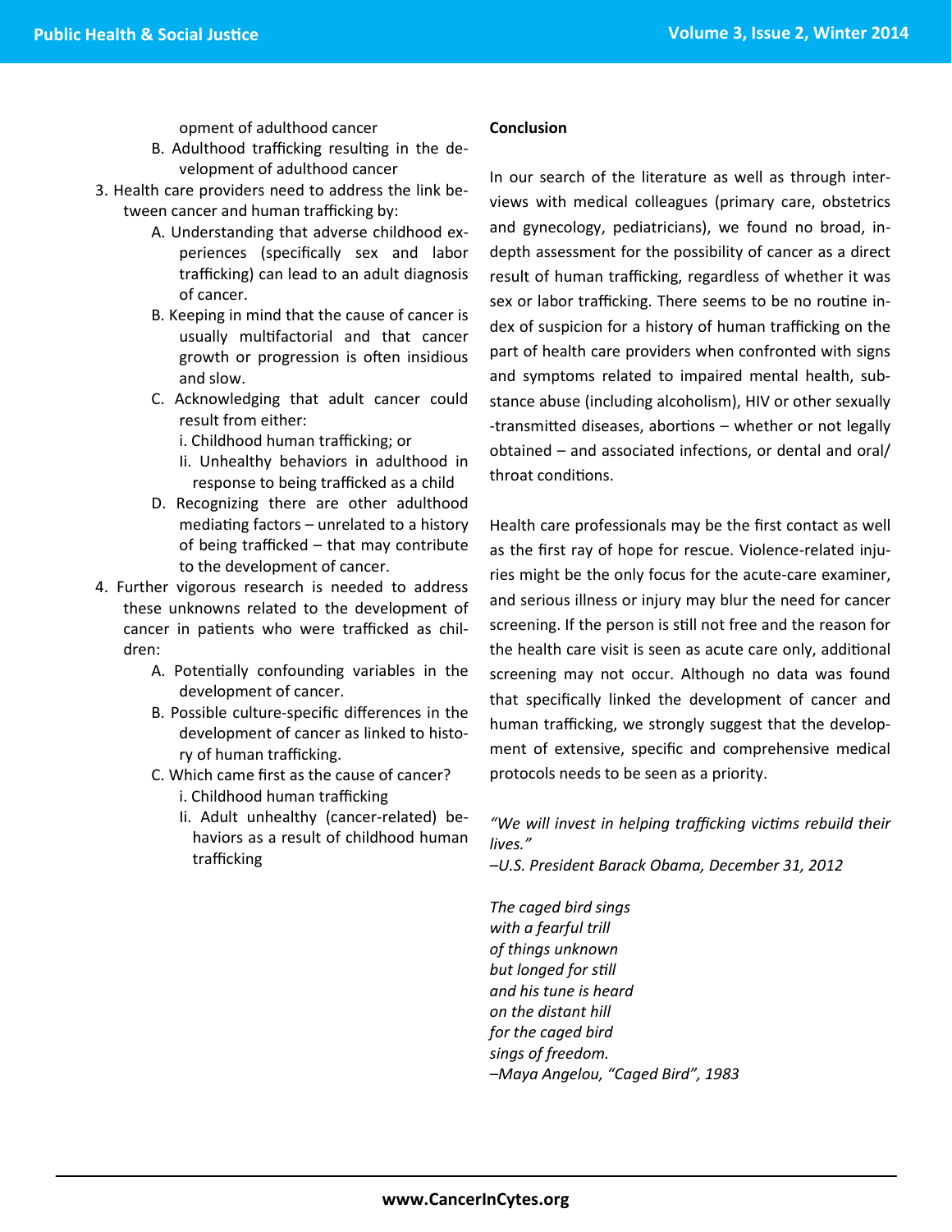opment of adulthood cancer

   B. Adulthood trafficking resulting in the development of adulthood cancer

3. Health care providers need to address the link between cancer and human trafficking by:
   A. Understanding that adverse childhood experiences (specifically sex and labor trafficking) can lead to an adult diagnosis of cancer.
   B. Keeping in mind that the cause of cancer is usually multifactorial and that cancer growth or progression is often insidious and slow.
   C. Acknowledging that adult cancer could result from either:
      i. Childhood human trafficking; or
      Ii. Unhealthy behaviors in adulthood in response to being trafficked as a child
   D. Recognizing there are other adulthood mediating factors – unrelated to a history of being trafficked – that may contribute to the development of cancer.
4. Further vigorous research is needed to address these unknowns related to the development of cancer in patients who were trafficked as children:
   A. Potentially confounding variables in the development of cancer.
   B. Possible culture-specific differences in the development of cancer as linked to history of human trafficking.
   C. Which came first as the cause of cancer?
      i. Childhood human trafficking
      Ii. Adult unhealthy (cancer-related) behaviors as a result of childhood human trafficking

**Conclusion**

In our search of the literature as well as through interviews with medical colleagues (primary care, obstetrics and gynecology, pediatricians), we found no broad, in-depth assessment for the possibility of cancer as a direct result of human trafficking, regardless of whether it was sex or labor trafficking. There seems to be no routine index of suspicion for a history of human trafficking on the part of health care providers when confronted with signs and symptoms related to impaired mental health, substance abuse (including alcoholism), HIV or other sexually-transmitted diseases, abortions – whether or not legally obtained – and associated infections, or dental and oral/throat conditions.

Health care professionals may be the first contact as well as the first ray of hope for rescue. Violence-related injuries might be the only focus for the acute-care examiner, and serious illness or injury may blur the need for cancer screening. If the person is still not free and the reason for the health care visit is seen as acute care only, additional screening may not occur. Although no data was found that specifically linked the development of cancer and human trafficking, we strongly suggest that the development of extensive, specific and comprehensive medical protocols needs to be seen as a priority.

*"We will invest in helping trafficking victims rebuild their lives."*
*–U.S. President Barack Obama, December 31, 2012*

*The caged bird sings*
*with a fearful trill*
*of things unknown*
*but longed for still*
*and his tune is heard*
*on the distant hill*
*for the caged bird*
*sings of freedom.*
*–Maya Angelou, "Caged Bird", 1983*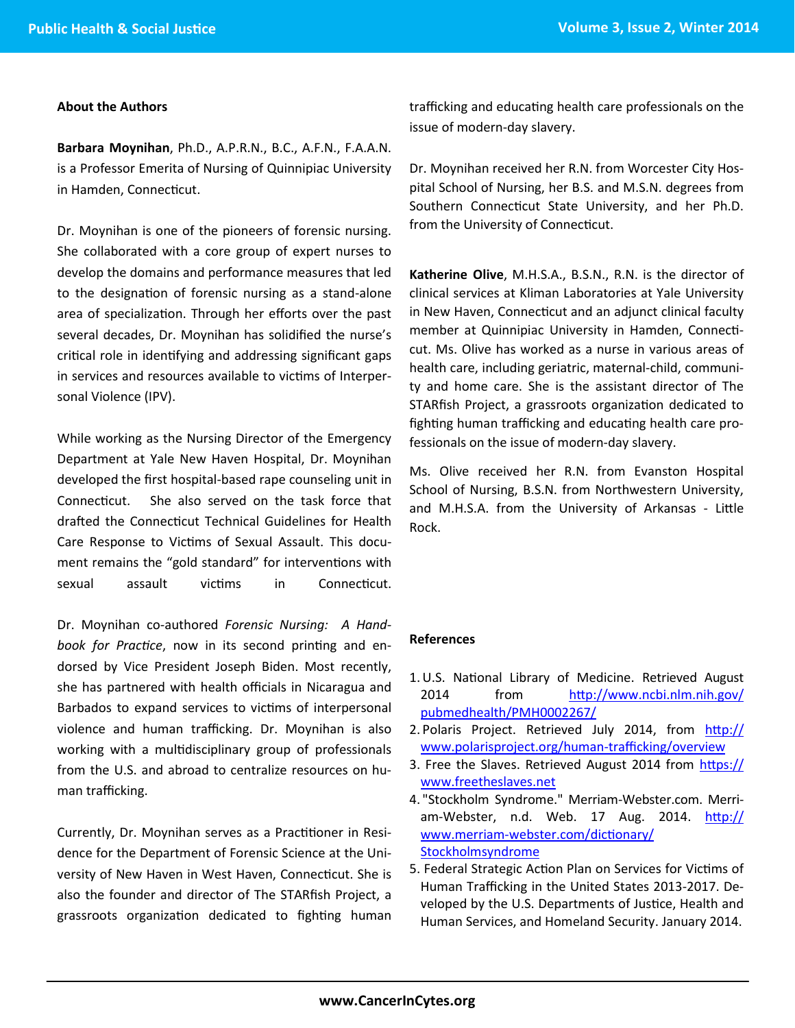## About the Authors

**Barbara Moynihan**, Ph.D., A.P.R.N., B.C., A.F.N., F.A.A.N. is a Professor Emerita of Nursing of Quinnipiac University in Hamden, Connecticut.

Dr. Moynihan is one of the pioneers of forensic nursing. She collaborated with a core group of expert nurses to develop the domains and performance measures that led to the designation of forensic nursing as a stand-alone area of specialization. Through her efforts over the past several decades, Dr. Moynihan has solidified the nurse's critical role in identifying and addressing significant gaps in services and resources available to victims of Interpersonal Violence (IPV).

While working as the Nursing Director of the Emergency Department at Yale New Haven Hospital, Dr. Moynihan developed the first hospital-based rape counseling unit in Connecticut. She also served on the task force that drafted the Connecticut Technical Guidelines for Health Care Response to Victims of Sexual Assault. This document remains the "gold standard" for interventions with sexual assault victims in Connecticut.

Dr. Moynihan co-authored *Forensic Nursing: A Handbook for Practice*, now in its second printing and endorsed by Vice President Joseph Biden. Most recently, she has partnered with health officials in Nicaragua and Barbados to expand services to victims of interpersonal violence and human trafficking. Dr. Moynihan is also working with a multidisciplinary group of professionals from the U.S. and abroad to centralize resources on human trafficking.

Currently, Dr. Moynihan serves as a Practitioner in Residence for the Department of Forensic Science at the University of New Haven in West Haven, Connecticut. She is also the founder and director of The STARfish Project, a grassroots organization dedicated to fighting human trafficking and educating health care professionals on the issue of modern-day slavery.

Dr. Moynihan received her R.N. from Worcester City Hospital School of Nursing, her B.S. and M.S.N. degrees from Southern Connecticut State University, and her Ph.D. from the University of Connecticut.

**Katherine Olive**, M.H.S.A., B.S.N., R.N. is the director of clinical services at Kliman Laboratories at Yale University in New Haven, Connecticut and an adjunct clinical faculty member at Quinnipiac University in Hamden, Connecticut. Ms. Olive has worked as a nurse in various areas of health care, including geriatric, maternal-child, community and home care. She is the assistant director of The STARfish Project, a grassroots organization dedicated to fighting human trafficking and educating health care professionals on the issue of modern-day slavery.

Ms. Olive received her R.N. from Evanston Hospital School of Nursing, B.S.N. from Northwestern University, and M.H.S.A. from the University of Arkansas - Little Rock.

## References

1. U.S. National Library of Medicine. Retrieved August 2014 from http://www.ncbi.nlm.nih.gov/pubmedhealth/PMH0002267/
2. Polaris Project. Retrieved July 2014, from http://www.polarisproject.org/human-trafficking/overview
3. Free the Slaves. Retrieved August 2014 from https://www.freetheslaves.net
4. "Stockholm Syndrome." Merriam-Webster.com. Merriam-Webster, n.d. Web. 17 Aug. 2014. http://www.merriam-webster.com/dictionary/Stockholmsyndrome
5. Federal Strategic Action Plan on Services for Victims of Human Trafficking in the United States 2013-2017. Developed by the U.S. Departments of Justice, Health and Human Services, and Homeland Security. January 2014.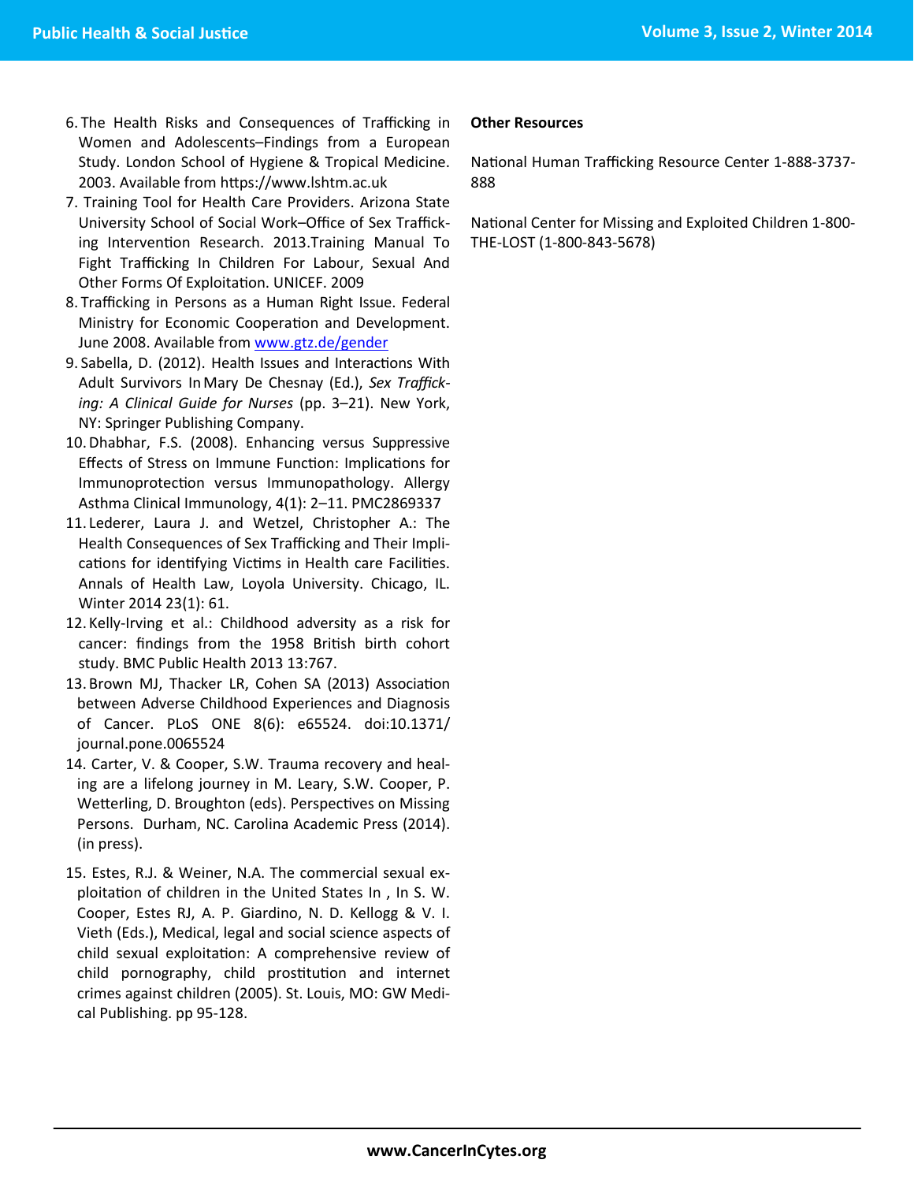6. The Health Risks and Consequences of Trafficking in Women and Adolescents–Findings from a European Study. London School of Hygiene & Tropical Medicine. 2003. Available from https://www.lshtm.ac.uk
7. Training Tool for Health Care Providers. Arizona State University School of Social Work–Office of Sex Trafficking Intervention Research. 2013.Training Manual To Fight Trafficking In Children For Labour, Sexual And Other Forms Of Exploitation. UNICEF. 2009
8. Trafficking in Persons as a Human Right Issue. Federal Ministry for Economic Cooperation and Development. June 2008. Available from [www.gtz.de/gender](www.gtz.de/gender)
9. Sabella, D. (2012). Health Issues and Interactions With Adult Survivors In Mary De Chesnay (Ed.), *Sex Trafficking: A Clinical Guide for Nurses* (pp. 3–21). New York, NY: Springer Publishing Company.
10. Dhabhar, F.S. (2008). Enhancing versus Suppressive Effects of Stress on Immune Function: Implications for Immunoprotection versus Immunopathology. Allergy Asthma Clinical Immunology, 4(1): 2–11. PMC2869337
11. Lederer, Laura J. and Wetzel, Christopher A.: The Health Consequences of Sex Trafficking and Their Implications for identifying Victims in Health care Facilities. Annals of Health Law, Loyola University. Chicago, IL. Winter 2014 23(1): 61.
12. Kelly-Irving et al.: Childhood adversity as a risk for cancer: findings from the 1958 British birth cohort study. BMC Public Health 2013 13:767.
13. Brown MJ, Thacker LR, Cohen SA (2013) Association between Adverse Childhood Experiences and Diagnosis of Cancer. PLoS ONE 8(6): e65524. doi:10.1371/journal.pone.0065524
14. Carter, V. & Cooper, S.W. Trauma recovery and healing are a lifelong journey in M. Leary, S.W. Cooper, P. Wetterling, D. Broughton (eds). Perspectives on Missing Persons. Durham, NC. Carolina Academic Press (2014). (in press).
15. Estes, R.J. & Weiner, N.A. The commercial sexual exploitation of children in the United States In , In S. W. Cooper, Estes RJ, A. P. Giardino, N. D. Kellogg & V. I. Vieth (Eds.), Medical, legal and social science aspects of child sexual exploitation: A comprehensive review of child pornography, child prostitution and internet crimes against children (2005). St. Louis, MO: GW Medical Publishing. pp 95-128.

**Other Resources**

National Human Trafficking Resource Center 1-888-3737-888

National Center for Missing and Exploited Children 1-800-THE-LOST (1-800-843-5678)